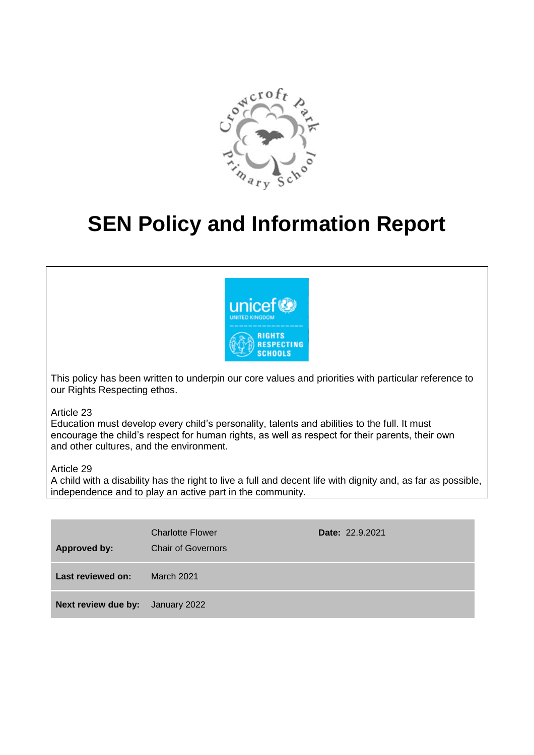# SEN Policy and Information Report

This policy has been written to underpin our core values and priorities with particular reference to our Rights Respecting ethos.

Article 23
Education must develop every child's personality, talents and abilities to the full. It must encourage the child's respect for human rights, as well as respect for their parents, their own and other cultures, and the environment.

Article 29
A child with a disability has the right to live a full and decent life with dignity and, as far as possible, independence and to play an active part in the community.

| | | |
|---|---|---|
| **Approved by:** | Charlotte Flower<br>Chair of Governors | **Date:** 22.9.2021 |
| **Last reviewed on:** | March 2021 | |
| **Next review due by:** | January 2022 | |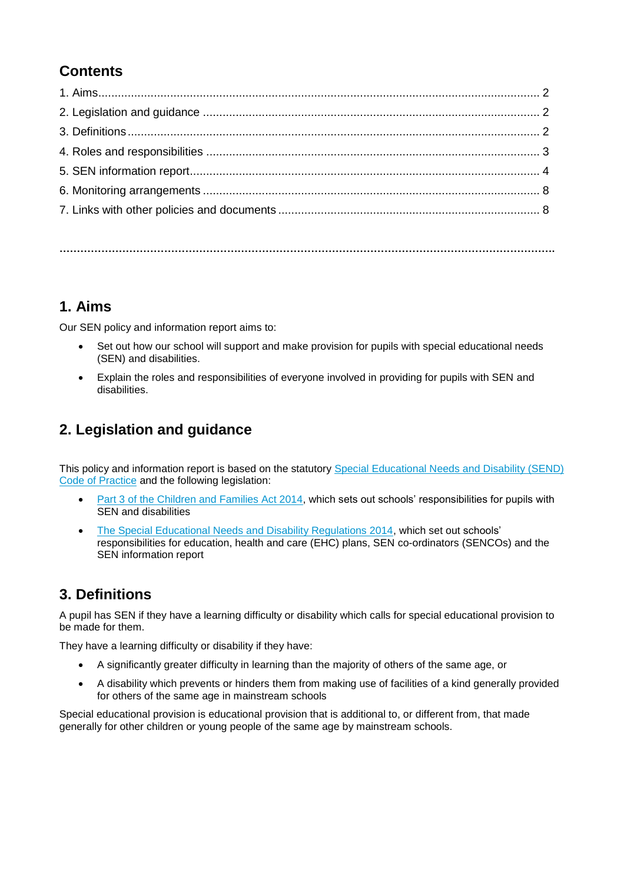## Contents

1. Aims ........................................................................................................................ 2
2. Legislation and guidance ....................................................................................... 2
3. Definitions ............................................................................................................. 2
4. Roles and responsibilities ...................................................................................... 3
5. SEN information report .......................................................................................... 4
6. Monitoring arrangements ....................................................................................... 8
7. Links with other policies and documents ................................................................ 8

---

## 1. Aims

Our SEN policy and information report aims to:

- Set out how our school will support and make provision for pupils with special educational needs (SEN) and disabilities.
- Explain the roles and responsibilities of everyone involved in providing for pupils with SEN and disabilities.

## 2. Legislation and guidance

This policy and information report is based on the statutory Special Educational Needs and Disability (SEND) Code of Practice and the following legislation:

- Part 3 of the Children and Families Act 2014, which sets out schools' responsibilities for pupils with SEN and disabilities
- The Special Educational Needs and Disability Regulations 2014, which set out schools' responsibilities for education, health and care (EHC) plans, SEN co-ordinators (SENCOs) and the SEN information report

## 3. Definitions

A pupil has SEN if they have a learning difficulty or disability which calls for special educational provision to be made for them.

They have a learning difficulty or disability if they have:

- A significantly greater difficulty in learning than the majority of others of the same age, or
- A disability which prevents or hinders them from making use of facilities of a kind generally provided for others of the same age in mainstream schools

Special educational provision is educational provision that is additional to, or different from, that made generally for other children or young people of the same age by mainstream schools.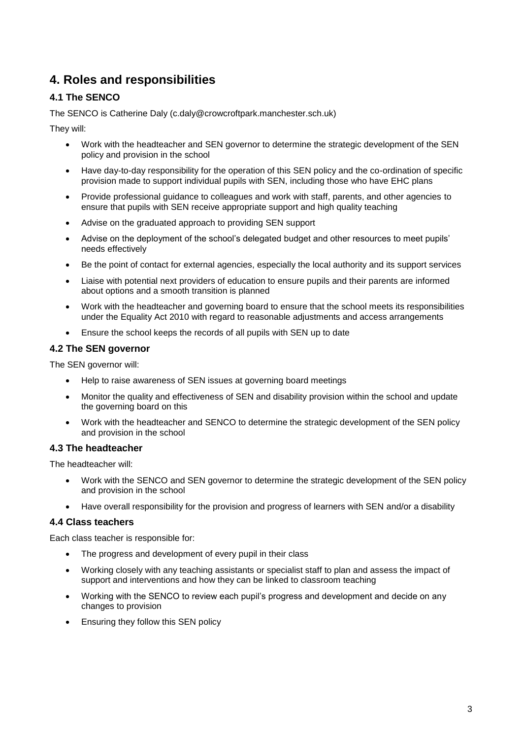## 4. Roles and responsibilities

### 4.1 The SENCO

The SENCO is Catherine Daly (c.daly@crowcroftpark.manchester.sch.uk)

They will:

- Work with the headteacher and SEN governor to determine the strategic development of the SEN policy and provision in the school
- Have day-to-day responsibility for the operation of this SEN policy and the co-ordination of specific provision made to support individual pupils with SEN, including those who have EHC plans
- Provide professional guidance to colleagues and work with staff, parents, and other agencies to ensure that pupils with SEN receive appropriate support and high quality teaching
- Advise on the graduated approach to providing SEN support
- Advise on the deployment of the school's delegated budget and other resources to meet pupils' needs effectively
- Be the point of contact for external agencies, especially the local authority and its support services
- Liaise with potential next providers of education to ensure pupils and their parents are informed about options and a smooth transition is planned
- Work with the headteacher and governing board to ensure that the school meets its responsibilities under the Equality Act 2010 with regard to reasonable adjustments and access arrangements
- Ensure the school keeps the records of all pupils with SEN up to date

### 4.2 The SEN governor

The SEN governor will:

- Help to raise awareness of SEN issues at governing board meetings
- Monitor the quality and effectiveness of SEN and disability provision within the school and update the governing board on this
- Work with the headteacher and SENCO to determine the strategic development of the SEN policy and provision in the school

### 4.3 The headteacher

The headteacher will:

- Work with the SENCO and SEN governor to determine the strategic development of the SEN policy and provision in the school
- Have overall responsibility for the provision and progress of learners with SEN and/or a disability

### 4.4 Class teachers

Each class teacher is responsible for:

- The progress and development of every pupil in their class
- Working closely with any teaching assistants or specialist staff to plan and assess the impact of support and interventions and how they can be linked to classroom teaching
- Working with the SENCO to review each pupil's progress and development and decide on any changes to provision
- Ensuring they follow this SEN policy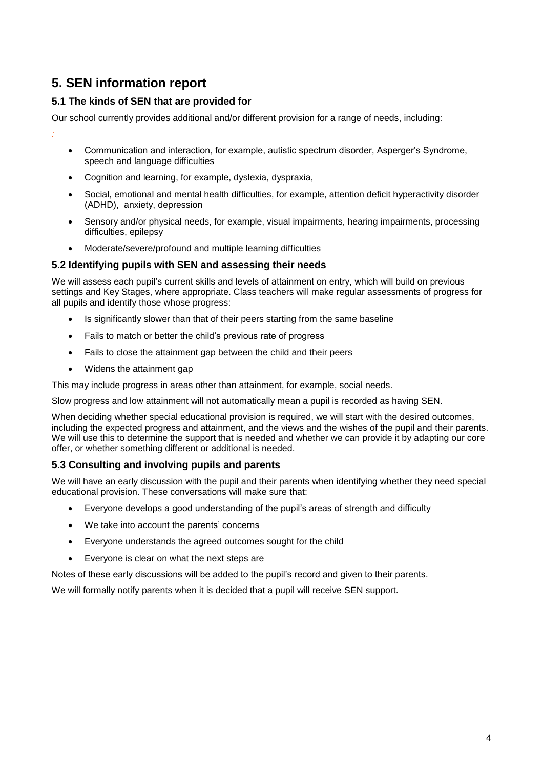## 5. SEN information report

### 5.1 The kinds of SEN that are provided for

Our school currently provides additional and/or different provision for a range of needs, including:

:

- Communication and interaction, for example, autistic spectrum disorder, Asperger's Syndrome, speech and language difficulties
- Cognition and learning, for example, dyslexia, dyspraxia,
- Social, emotional and mental health difficulties, for example, attention deficit hyperactivity disorder (ADHD), anxiety, depression
- Sensory and/or physical needs, for example, visual impairments, hearing impairments, processing difficulties, epilepsy
- Moderate/severe/profound and multiple learning difficulties

### 5.2 Identifying pupils with SEN and assessing their needs

We will assess each pupil's current skills and levels of attainment on entry, which will build on previous settings and Key Stages, where appropriate. Class teachers will make regular assessments of progress for all pupils and identify those whose progress:

- Is significantly slower than that of their peers starting from the same baseline
- Fails to match or better the child's previous rate of progress
- Fails to close the attainment gap between the child and their peers
- Widens the attainment gap

This may include progress in areas other than attainment, for example, social needs.

Slow progress and low attainment will not automatically mean a pupil is recorded as having SEN.

When deciding whether special educational provision is required, we will start with the desired outcomes, including the expected progress and attainment, and the views and the wishes of the pupil and their parents. We will use this to determine the support that is needed and whether we can provide it by adapting our core offer, or whether something different or additional is needed.

### 5.3 Consulting and involving pupils and parents

We will have an early discussion with the pupil and their parents when identifying whether they need special educational provision. These conversations will make sure that:

- Everyone develops a good understanding of the pupil's areas of strength and difficulty
- We take into account the parents' concerns
- Everyone understands the agreed outcomes sought for the child
- Everyone is clear on what the next steps are

Notes of these early discussions will be added to the pupil's record and given to their parents.

We will formally notify parents when it is decided that a pupil will receive SEN support.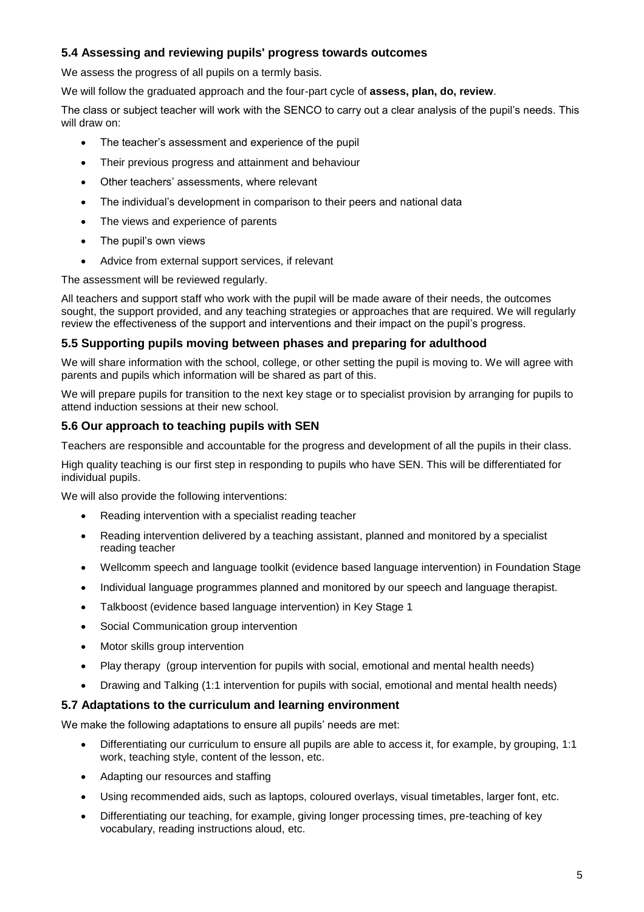### 5.4 Assessing and reviewing pupils' progress towards outcomes

We assess the progress of all pupils on a termly basis.

We will follow the graduated approach and the four-part cycle of **assess, plan, do, review**.

The class or subject teacher will work with the SENCO to carry out a clear analysis of the pupil's needs. This will draw on:

- The teacher's assessment and experience of the pupil
- Their previous progress and attainment and behaviour
- Other teachers' assessments, where relevant
- The individual's development in comparison to their peers and national data
- The views and experience of parents
- The pupil's own views
- Advice from external support services, if relevant

The assessment will be reviewed regularly.

All teachers and support staff who work with the pupil will be made aware of their needs, the outcomes sought, the support provided, and any teaching strategies or approaches that are required. We will regularly review the effectiveness of the support and interventions and their impact on the pupil's progress.

### 5.5 Supporting pupils moving between phases and preparing for adulthood

We will share information with the school, college, or other setting the pupil is moving to. We will agree with parents and pupils which information will be shared as part of this.

We will prepare pupils for transition to the next key stage or to specialist provision by arranging for pupils to attend induction sessions at their new school.

### 5.6 Our approach to teaching pupils with SEN

Teachers are responsible and accountable for the progress and development of all the pupils in their class.

High quality teaching is our first step in responding to pupils who have SEN. This will be differentiated for individual pupils.

We will also provide the following interventions:

- Reading intervention with a specialist reading teacher
- Reading intervention delivered by a teaching assistant, planned and monitored by a specialist reading teacher
- Wellcomm speech and language toolkit (evidence based language intervention) in Foundation Stage
- Individual language programmes planned and monitored by our speech and language therapist.
- Talkboost (evidence based language intervention) in Key Stage 1
- Social Communication group intervention
- Motor skills group intervention
- Play therapy (group intervention for pupils with social, emotional and mental health needs)
- Drawing and Talking (1:1 intervention for pupils with social, emotional and mental health needs)

### 5.7 Adaptations to the curriculum and learning environment

We make the following adaptations to ensure all pupils' needs are met:

- Differentiating our curriculum to ensure all pupils are able to access it, for example, by grouping, 1:1 work, teaching style, content of the lesson, etc.
- Adapting our resources and staffing
- Using recommended aids, such as laptops, coloured overlays, visual timetables, larger font, etc.
- Differentiating our teaching, for example, giving longer processing times, pre-teaching of key vocabulary, reading instructions aloud, etc.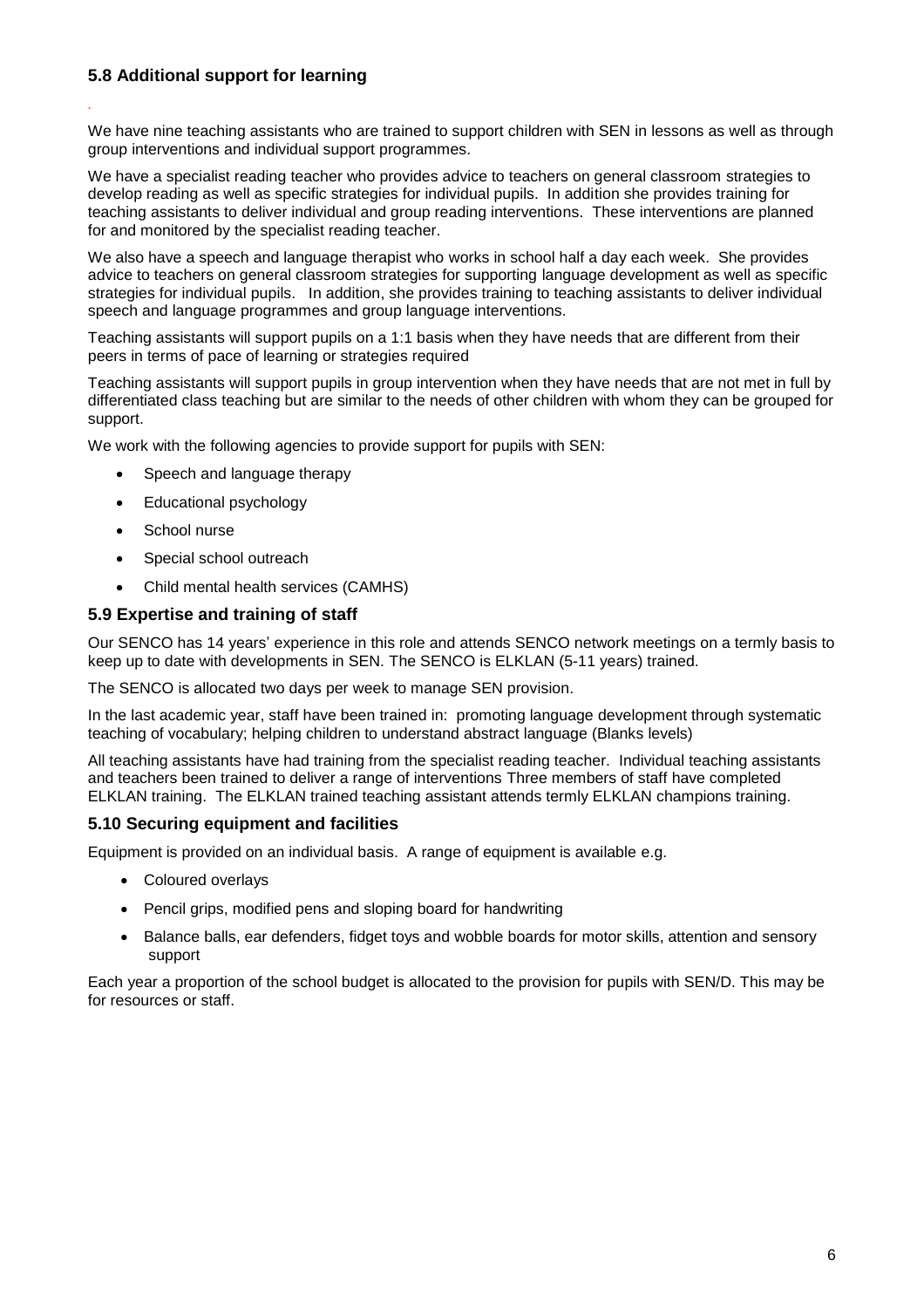### 5.8 Additional support for learning

We have nine teaching assistants who are trained to support children with SEN in lessons as well as through group interventions and individual support programmes.

We have a specialist reading teacher who provides advice to teachers on general classroom strategies to develop reading as well as specific strategies for individual pupils. In addition she provides training for teaching assistants to deliver individual and group reading interventions. These interventions are planned for and monitored by the specialist reading teacher.

We also have a speech and language therapist who works in school half a day each week. She provides advice to teachers on general classroom strategies for supporting language development as well as specific strategies for individual pupils. In addition, she provides training to teaching assistants to deliver individual speech and language programmes and group language interventions.

Teaching assistants will support pupils on a 1:1 basis when they have needs that are different from their peers in terms of pace of learning or strategies required

Teaching assistants will support pupils in group intervention when they have needs that are not met in full by differentiated class teaching but are similar to the needs of other children with whom they can be grouped for support.

We work with the following agencies to provide support for pupils with SEN:

- Speech and language therapy
- Educational psychology
- School nurse
- Special school outreach
- Child mental health services (CAMHS)

### 5.9 Expertise and training of staff

Our SENCO has 14 years' experience in this role and attends SENCO network meetings on a termly basis to keep up to date with developments in SEN. The SENCO is ELKLAN (5-11 years) trained.

The SENCO is allocated two days per week to manage SEN provision.

In the last academic year, staff have been trained in: promoting language development through systematic teaching of vocabulary; helping children to understand abstract language (Blanks levels)

All teaching assistants have had training from the specialist reading teacher. Individual teaching assistants and teachers been trained to deliver a range of interventions Three members of staff have completed ELKLAN training. The ELKLAN trained teaching assistant attends termly ELKLAN champions training.

### 5.10 Securing equipment and facilities

Equipment is provided on an individual basis. A range of equipment is available e.g.

- Coloured overlays
- Pencil grips, modified pens and sloping board for handwriting
- Balance balls, ear defenders, fidget toys and wobble boards for motor skills, attention and sensory support

Each year a proportion of the school budget is allocated to the provision for pupils with SEN/D. This may be for resources or staff.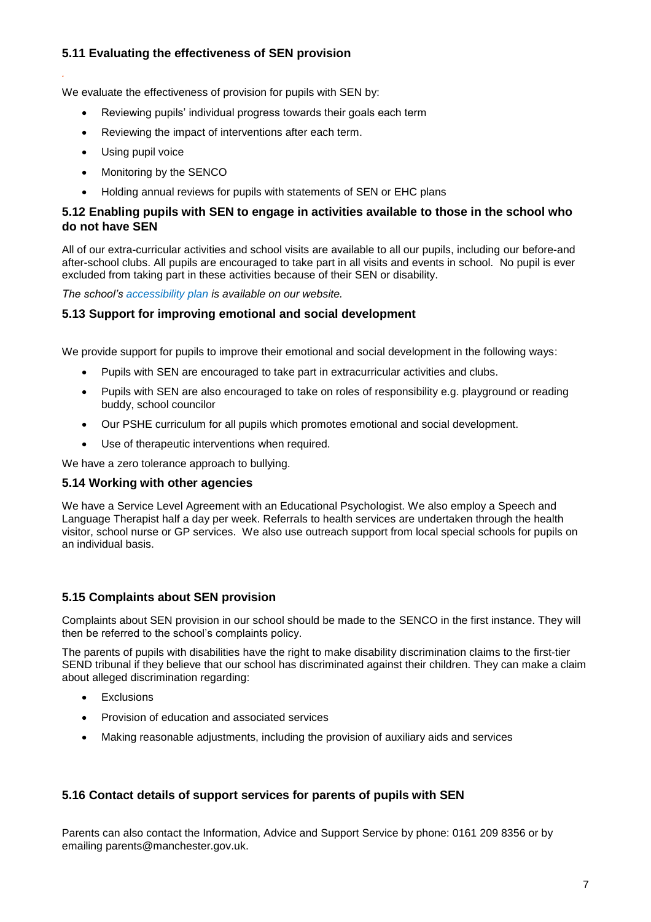### 5.11 Evaluating the effectiveness of SEN provision

We evaluate the effectiveness of provision for pupils with SEN by:

- Reviewing pupils' individual progress towards their goals each term
- Reviewing the impact of interventions after each term.
- Using pupil voice
- Monitoring by the SENCO
- Holding annual reviews for pupils with statements of SEN or EHC plans

### 5.12 Enabling pupils with SEN to engage in activities available to those in the school who do not have SEN

All of our extra-curricular activities and school visits are available to all our pupils, including our before-and after-school clubs. All pupils are encouraged to take part in all visits and events in school. No pupil is ever excluded from taking part in these activities because of their SEN or disability.

*The school's accessibility plan is available on our website.*

### 5.13 Support for improving emotional and social development

We provide support for pupils to improve their emotional and social development in the following ways:

- Pupils with SEN are encouraged to take part in extracurricular activities and clubs.
- Pupils with SEN are also encouraged to take on roles of responsibility e.g. playground or reading buddy, school councilor
- Our PSHE curriculum for all pupils which promotes emotional and social development.
- Use of therapeutic interventions when required.

We have a zero tolerance approach to bullying.

### 5.14 Working with other agencies

We have a Service Level Agreement with an Educational Psychologist. We also employ a Speech and Language Therapist half a day per week. Referrals to health services are undertaken through the health visitor, school nurse or GP services. We also use outreach support from local special schools for pupils on an individual basis.

### 5.15 Complaints about SEN provision

Complaints about SEN provision in our school should be made to the SENCO in the first instance. They will then be referred to the school's complaints policy.

The parents of pupils with disabilities have the right to make disability discrimination claims to the first-tier SEND tribunal if they believe that our school has discriminated against their children. They can make a claim about alleged discrimination regarding:

- Exclusions
- Provision of education and associated services
- Making reasonable adjustments, including the provision of auxiliary aids and services

### 5.16 Contact details of support services for parents of pupils with SEN

Parents can also contact the Information, Advice and Support Service by phone: 0161 209 8356 or by emailing parents@manchester.gov.uk.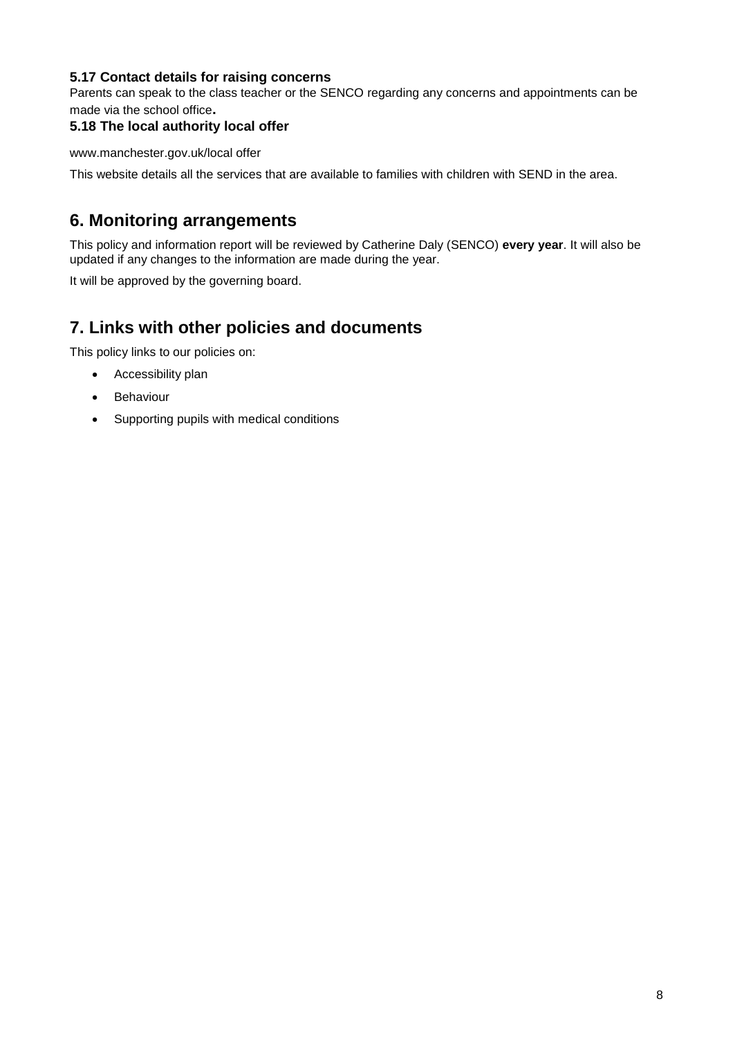### 5.17 Contact details for raising concerns

Parents can speak to the class teacher or the SENCO regarding any concerns and appointments can be made via the school office.

### 5.18 The local authority local offer

www.manchester.gov.uk/local offer

This website details all the services that are available to families with children with SEND in the area.

## 6. Monitoring arrangements

This policy and information report will be reviewed by Catherine Daly (SENCO) **every year**. It will also be updated if any changes to the information are made during the year.

It will be approved by the governing board.

## 7. Links with other policies and documents

This policy links to our policies on:

- Accessibility plan
- Behaviour
- Supporting pupils with medical conditions